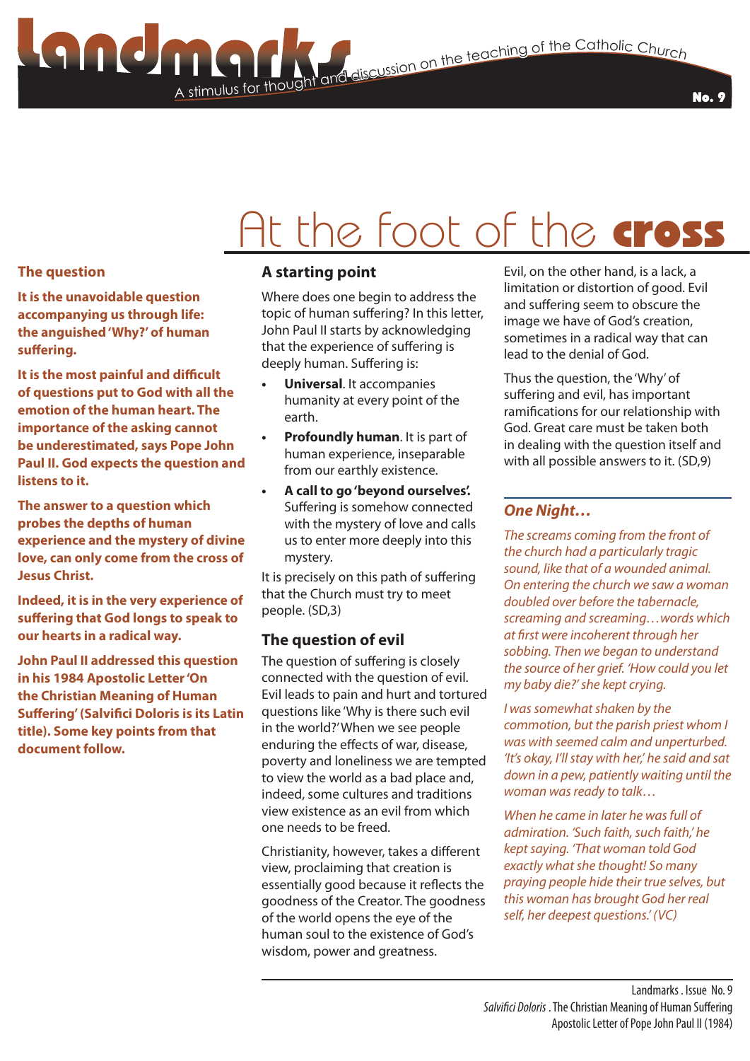# Landmarks

A stimulus for thought and discussion on the teaching of the Catholic Church

No. 9

# At the foot of the **cross**

## The question

**It is the unavoidable question accompanying us through life: the anguished 'Why?' of human suffering.**

**It is the most painful and difficult of questions put to God with all the emotion of the human heart. The importance of the asking cannot be underestimated, says Pope John Paul II. God expects the question and listens to it.**

**The answer to a question which probes the depths of human experience and the mystery of divine love, can only come from the cross of Jesus Christ.**

**Indeed, it is in the very experience of suffering that God longs to speak to our hearts in a radical way.**

**John Paul II addressed this question in his 1984 Apostolic Letter 'On the Christian Meaning of Human Suffering' (Salvifici Doloris is its Latin title). Some key points from that document follow.**

## A starting point

Where does one begin to address the topic of human suffering? In this letter, John Paul II starts by acknowledging that the experience of suffering is deeply human. Suffering is:

- **Universal**. It accompanies humanity at every point of the earth.
- **Profoundly human**. It is part of human experience, inseparable from our earthly existence.
- **A call to go 'beyond ourselves'.** Suffering is somehow connected with the mystery of love and calls us to enter more deeply into this mystery.

It is precisely on this path of suffering that the Church must try to meet people. (SD,3)

## The question of evil

The question of suffering is closely connected with the question of evil. Evil leads to pain and hurt and tortured questions like 'Why is there such evil in the world?' When we see people enduring the effects of war, disease, poverty and loneliness we are tempted to view the world as a bad place and, indeed, some cultures and traditions view existence as an evil from which one needs to be freed.

Christianity, however, takes a different view, proclaiming that creation is essentially good because it reflects the goodness of the Creator. The goodness of the world opens the eye of the human soul to the existence of God's wisdom, power and greatness.

Evil, on the other hand, is a lack, a limitation or distortion of good. Evil and suffering seem to obscure the image we have of God's creation, sometimes in a radical way that can lead to the denial of God.

Thus the question, the 'Why' of suffering and evil, has important ramifications for our relationship with God. Great care must be taken both in dealing with the question itself and with all possible answers to it. (SD,9)

## *One Night…*

*The screams coming from the front of the church had a particularly tragic sound, like that of a wounded animal. On entering the church we saw a woman doubled over before the tabernacle, screaming and screaming…words which at first were incoherent through her sobbing. Then we began to understand the source of her grief. 'How could you let my baby die?' she kept crying.*

*I was somewhat shaken by the commotion, but the parish priest whom I was with seemed calm and unperturbed. 'It's okay, I'll stay with her,' he said and sat down in a pew, patiently waiting until the woman was ready to talk…*

*When he came in later he was full of admiration. 'Such faith, such faith,' he kept saying. 'That woman told God exactly what she thought! So many praying people hide their true selves, but this woman has brought God her real self, her deepest questions.' (VC)*

Landmarks . Issue No. 9
*Salvifici Doloris* . The Christian Meaning of Human Suffering
Apostolic Letter of Pope John Paul II (1984)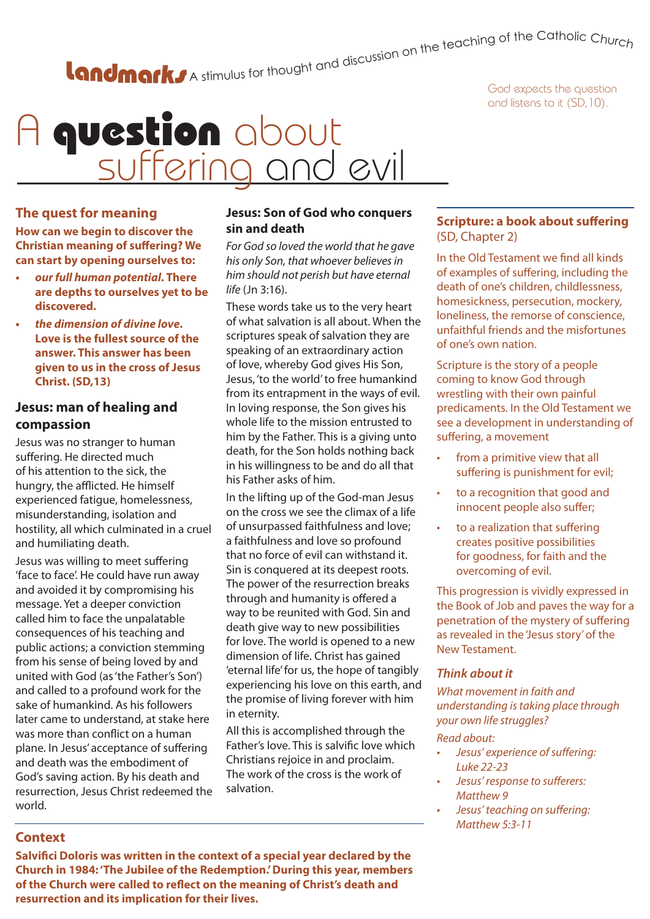**landmarks** A stimulus for thought and discussion on the teaching of the Catholic Church

God expects the question and listens to it (SD,10).

# A question about suffering and evil

## The quest for meaning

**How can we begin to discover the Christian meaning of suffering? We can start by opening ourselves to:**

- ***our full human potential*. There are depths to ourselves yet to be discovered.**
- ***the dimension of divine love*. Love is the fullest source of the answer. This answer has been given to us in the cross of Jesus Christ. (SD,13)**

## Jesus: man of healing and compassion

Jesus was no stranger to human suffering. He directed much of his attention to the sick, the hungry, the afflicted. He himself experienced fatigue, homelessness, misunderstanding, isolation and hostility, all which culminated in a cruel and humiliating death.

Jesus was willing to meet suffering 'face to face'. He could have run away and avoided it by compromising his message. Yet a deeper conviction called him to face the unpalatable consequences of his teaching and public actions; a conviction stemming from his sense of being loved by and united with God (as 'the Father's Son') and called to a profound work for the sake of humankind. As his followers later came to understand, at stake here was more than conflict on a human plane. In Jesus' acceptance of suffering and death was the embodiment of God's saving action. By his death and resurrection, Jesus Christ redeemed the world.

## Jesus: Son of God who conquers sin and death

*For God so loved the world that he gave his only Son, that whoever believes in him should not perish but have eternal life* (Jn 3:16).

These words take us to the very heart of what salvation is all about. When the scriptures speak of salvation they are speaking of an extraordinary action of love, whereby God gives His Son, Jesus, 'to the world' to free humankind from its entrapment in the ways of evil. In loving response, the Son gives his whole life to the mission entrusted to him by the Father. This is a giving unto death, for the Son holds nothing back in his willingness to be and do all that his Father asks of him.

In the lifting up of the God-man Jesus on the cross we see the climax of a life of unsurpassed faithfulness and love; a faithfulness and love so profound that no force of evil can withstand it. Sin is conquered at its deepest roots. The power of the resurrection breaks through and humanity is offered a way to be reunited with God. Sin and death give way to new possibilities for love. The world is opened to a new dimension of life. Christ has gained 'eternal life' for us, the hope of tangibly experiencing his love on this earth, and the promise of living forever with him in eternity.

All this is accomplished through the Father's love. This is salvific love which Christians rejoice in and proclaim. The work of the cross is the work of salvation.

## Scripture: a book about suffering
(SD, Chapter 2)

In the Old Testament we find all kinds of examples of suffering, including the death of one's children, childlessness, homesickness, persecution, mockery, loneliness, the remorse of conscience, unfaithful friends and the misfortunes of one's own nation.

Scripture is the story of a people coming to know God through wrestling with their own painful predicaments. In the Old Testament we see a development in understanding of suffering, a movement

- from a primitive view that all suffering is punishment for evil;
- to a recognition that good and innocent people also suffer;
- to a realization that suffering creates positive possibilities for goodness, for faith and the overcoming of evil.

This progression is vividly expressed in the Book of Job and paves the way for a penetration of the mystery of suffering as revealed in the 'Jesus story' of the New Testament.

### *Think about it*

*What movement in faith and understanding is taking place through your own life struggles?*

*Read about:*

- *Jesus' experience of suffering: Luke 22-23*
- *Jesus' response to sufferers: Matthew 9*
- *Jesus' teaching on suffering: Matthew 5:3-11*

## Context

**Salvifici Doloris was written in the context of a special year declared by the Church in 1984: 'The Jubilee of the Redemption.' During this year, members of the Church were called to reflect on the meaning of Christ's death and resurrection and its implication for their lives.**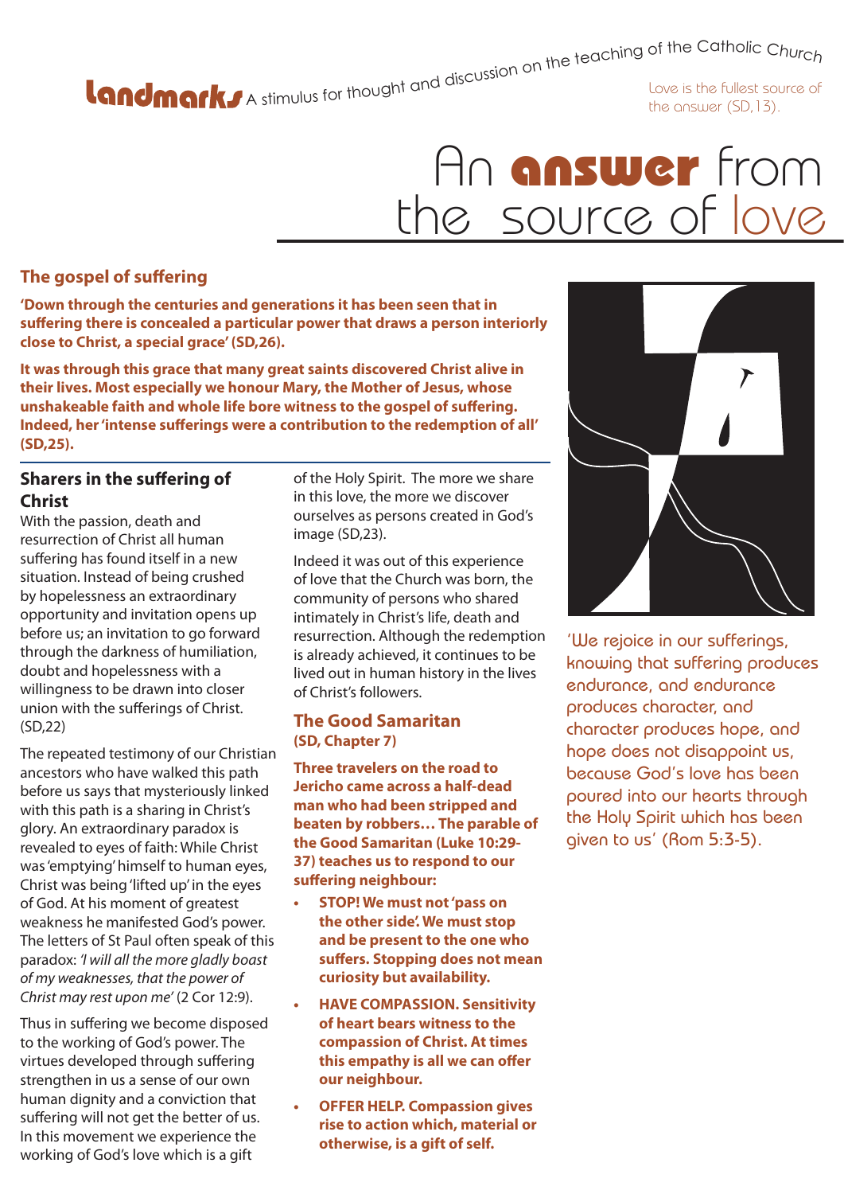**Landmarks** A stimulus for thought and discussion on the teaching of the Catholic Church

Love is the fullest source of the answer (SD,13).

# An answer from the source of love

## The gospel of suffering

**'Down through the centuries and generations it has been seen that in suffering there is concealed a particular power that draws a person interiorly close to Christ, a special grace' (SD,26).**

**It was through this grace that many great saints discovered Christ alive in their lives. Most especially we honour Mary, the Mother of Jesus, whose unshakeable faith and whole life bore witness to the gospel of suffering. Indeed, her 'intense sufferings were a contribution to the redemption of all' (SD,25).**

### Sharers in the suffering of Christ

With the passion, death and resurrection of Christ all human suffering has found itself in a new situation. Instead of being crushed by hopelessness an extraordinary opportunity and invitation opens up before us; an invitation to go forward through the darkness of humiliation, doubt and hopelessness with a willingness to be drawn into closer union with the sufferings of Christ. (SD,22)

The repeated testimony of our Christian ancestors who have walked this path before us says that mysteriously linked with this path is a sharing in Christ's glory. An extraordinary paradox is revealed to eyes of faith: While Christ was 'emptying' himself to human eyes, Christ was being 'lifted up' in the eyes of God. At his moment of greatest weakness he manifested God's power. The letters of St Paul often speak of this paradox: *'I will all the more gladly boast of my weaknesses, that the power of Christ may rest upon me'* (2 Cor 12:9).

Thus in suffering we become disposed to the working of God's power. The virtues developed through suffering strengthen in us a sense of our own human dignity and a conviction that suffering will not get the better of us. In this movement we experience the working of God's love which is a gift of the Holy Spirit. The more we share in this love, the more we discover ourselves as persons created in God's image (SD,23).

Indeed it was out of this experience of love that the Church was born, the community of persons who shared intimately in Christ's life, death and resurrection. Although the redemption is already achieved, it continues to be lived out in human history in the lives of Christ's followers.

### The Good Samaritan
**(SD, Chapter 7)**

**Three travelers on the road to Jericho came across a half-dead man who had been stripped and beaten by robbers… The parable of the Good Samaritan (Luke 10:29-37) teaches us to respond to our suffering neighbour:**

- **STOP! We must not 'pass on the other side'. We must stop and be present to the one who suffers. Stopping does not mean curiosity but availability.**
- **HAVE COMPASSION. Sensitivity of heart bears witness to the compassion of Christ. At times this empathy is all we can offer our neighbour.**
- **OFFER HELP. Compassion gives rise to action which, material or otherwise, is a gift of self.**

'We rejoice in our sufferings, knowing that suffering produces endurance, and endurance produces character, and character produces hope, and hope does not disappoint us, because God's love has been poured into our hearts through the Holy Spirit which has been given to us' (Rom 5:3-5).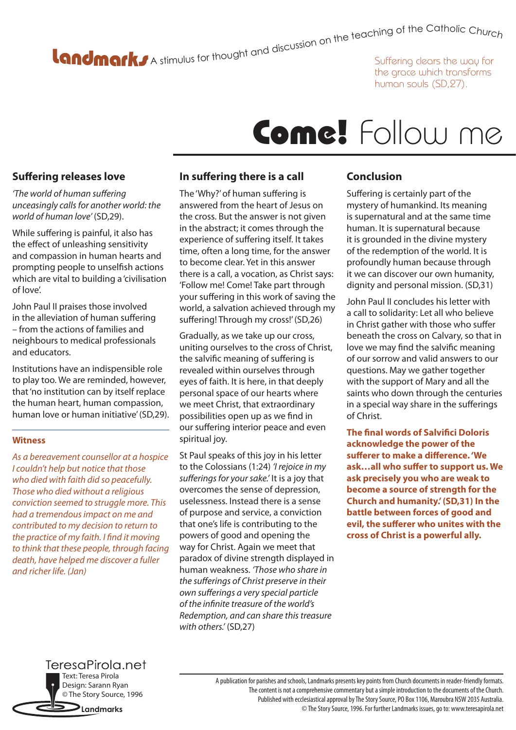**Landmarks** A stimulus for thought and discussion on the teaching of the Catholic Church

Suffering clears the way for the grace which transforms human souls (SD,27).

# Come! Follow me

## Suffering releases love

*'The world of human suffering unceasingly calls for another world: the world of human love'* (SD,29).

While suffering is painful, it also has the effect of unleashing sensitivity and compassion in human hearts and prompting people to unselfish actions which are vital to building a 'civilisation of love'.

John Paul II praises those involved in the alleviation of human suffering – from the actions of families and neighbours to medical professionals and educators.

Institutions have an indispensible role to play too. We are reminded, however, that 'no institution can by itself replace the human heart, human compassion, human love or human initiative' (SD,29).

### Witness

*As a bereavement counsellor at a hospice I couldn't help but notice that those who died with faith did so peacefully. Those who died without a religious conviction seemed to struggle more. This had a tremendous impact on me and contributed to my decision to return to the practice of my faith. I find it moving to think that these people, through facing death, have helped me discover a fuller and richer life. (Jan)*

## In suffering there is a call

The 'Why?' of human suffering is answered from the heart of Jesus on the cross. But the answer is not given in the abstract; it comes through the experience of suffering itself. It takes time, often a long time, for the answer to become clear. Yet in this answer there is a call, a vocation, as Christ says: 'Follow me! Come! Take part through your suffering in this work of saving the world, a salvation achieved through my suffering! Through my cross!' (SD,26)

Gradually, as we take up our cross, uniting ourselves to the cross of Christ, the salvific meaning of suffering is revealed within ourselves through eyes of faith. It is here, in that deeply personal space of our hearts where we meet Christ, that extraordinary possibilities open up as we find in our suffering interior peace and even spiritual joy.

St Paul speaks of this joy in his letter to the Colossians (1:24) *'I rejoice in my sufferings for your sake.'* It is a joy that overcomes the sense of depression, uselessness. Instead there is a sense of purpose and service, a conviction that one's life is contributing to the powers of good and opening the way for Christ. Again we meet that paradox of divine strength displayed in human weakness. *'Those who share in the sufferings of Christ preserve in their own sufferings a very special particle of the infinite treasure of the world's Redemption, and can share this treasure with others.'* (SD,27)

## Conclusion

Suffering is certainly part of the mystery of humankind. Its meaning is supernatural and at the same time human. It is supernatural because it is grounded in the divine mystery of the redemption of the world. It is profoundly human because through it we can discover our own humanity, dignity and personal mission. (SD,31)

John Paul II concludes his letter with a call to solidarity: Let all who believe in Christ gather with those who suffer beneath the cross on Calvary, so that in love we may find the salvific meaning of our sorrow and valid answers to our questions. May we gather together with the support of Mary and all the saints who down through the centuries in a special way share in the sufferings of Christ.

**The final words of Salvifici Doloris acknowledge the power of the sufferer to make a difference. 'We ask…all who suffer to support us. We ask precisely you who are weak to become a source of strength for the Church and humanity.' (SD,31) In the battle between forces of good and evil, the sufferer who unites with the cross of Christ is a powerful ally.**

TeresaPirola.net
Text: Teresa Pirola
Design: Sarann Ryan
© The Story Source, 1996
Landmarks

A publication for parishes and schools, Landmarks presents key points from Church documents in reader-friendly formats. The content is not a comprehensive commentary but a simple introduction to the documents of the Church. Published with ecclesiastical approval by The Story Source, PO Box 1106, Maroubra NSW 2035 Australia. © The Story Source, 1996. For further Landmarks issues, go to: www.teresapirola.net